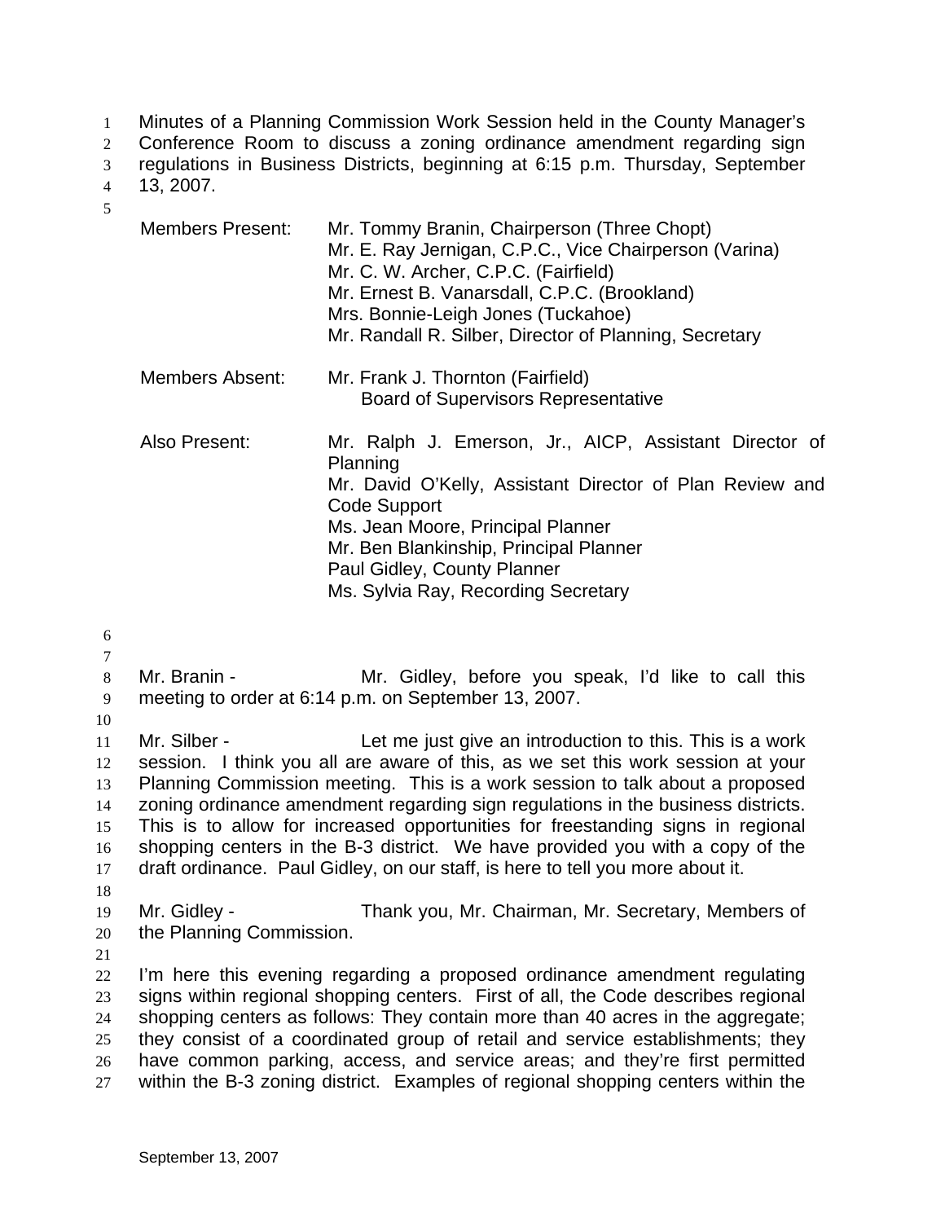Minutes of a Planning Commission Work Session held in the County Manager's Conference Room to discuss a zoning ordinance amendment regarding sign regulations in Business Districts, beginning at 6:15 p.m. Thursday, September 13, 2007.

| | |
|---|---|
| Members Present: | Mr. Tommy Branin, Chairperson (Three Chopt)<br>Mr. E. Ray Jernigan, C.P.C., Vice Chairperson (Varina)<br>Mr. C. W. Archer, C.P.C. (Fairfield)<br>Mr. Ernest B. Vanarsdall, C.P.C. (Brookland)<br>Mrs. Bonnie-Leigh Jones (Tuckahoe)<br>Mr. Randall R. Silber, Director of Planning, Secretary |
| Members Absent: | Mr. Frank J. Thornton (Fairfield)<br>Board of Supervisors Representative |
| Also Present: | Mr. Ralph J. Emerson, Jr., AICP, Assistant Director of Planning<br>Mr. David O'Kelly, Assistant Director of Plan Review and Code Support<br>Ms. Jean Moore, Principal Planner<br>Mr. Ben Blankinship, Principal Planner<br>Paul Gidley, County Planner<br>Ms. Sylvia Ray, Recording Secretary |

Mr. Branin - Mr. Gidley, before you speak, I'd like to call this meeting to order at 6:14 p.m. on September 13, 2007.

Mr. Silber - Let me just give an introduction to this. This is a work session. I think you all are aware of this, as we set this work session at your Planning Commission meeting. This is a work session to talk about a proposed zoning ordinance amendment regarding sign regulations in the business districts. This is to allow for increased opportunities for freestanding signs in regional shopping centers in the B-3 district. We have provided you with a copy of the draft ordinance. Paul Gidley, on our staff, is here to tell you more about it.

Mr. Gidley - Thank you, Mr. Chairman, Mr. Secretary, Members of the Planning Commission.

I'm here this evening regarding a proposed ordinance amendment regulating signs within regional shopping centers. First of all, the Code describes regional shopping centers as follows: They contain more than 40 acres in the aggregate; they consist of a coordinated group of retail and service establishments; they have common parking, access, and service areas; and they're first permitted within the B-3 zoning district. Examples of regional shopping centers within the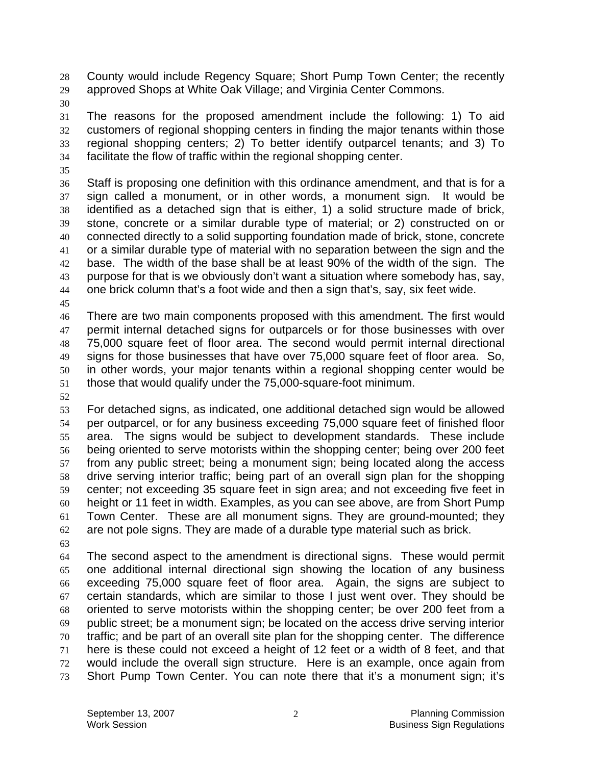County would include Regency Square; Short Pump Town Center; the recently approved Shops at White Oak Village; and Virginia Center Commons.

The reasons for the proposed amendment include the following: 1) To aid customers of regional shopping centers in finding the major tenants within those regional shopping centers; 2) To better identify outparcel tenants; and 3) To facilitate the flow of traffic within the regional shopping center.

Staff is proposing one definition with this ordinance amendment, and that is for a sign called a monument, or in other words, a monument sign. It would be identified as a detached sign that is either, 1) a solid structure made of brick, stone, concrete or a similar durable type of material; or 2) constructed on or connected directly to a solid supporting foundation made of brick, stone, concrete or a similar durable type of material with no separation between the sign and the base. The width of the base shall be at least 90% of the width of the sign. The purpose for that is we obviously don't want a situation where somebody has, say, one brick column that's a foot wide and then a sign that's, say, six feet wide.

There are two main components proposed with this amendment. The first would permit internal detached signs for outparcels or for those businesses with over 75,000 square feet of floor area. The second would permit internal directional signs for those businesses that have over 75,000 square feet of floor area. So, in other words, your major tenants within a regional shopping center would be those that would qualify under the 75,000-square-foot minimum.

For detached signs, as indicated, one additional detached sign would be allowed per outparcel, or for any business exceeding 75,000 square feet of finished floor area. The signs would be subject to development standards. These include being oriented to serve motorists within the shopping center; being over 200 feet from any public street; being a monument sign; being located along the access drive serving interior traffic; being part of an overall sign plan for the shopping center; not exceeding 35 square feet in sign area; and not exceeding five feet in height or 11 feet in width. Examples, as you can see above, are from Short Pump Town Center. These are all monument signs. They are ground-mounted; they are not pole signs. They are made of a durable type material such as brick.

The second aspect to the amendment is directional signs. These would permit one additional internal directional sign showing the location of any business exceeding 75,000 square feet of floor area. Again, the signs are subject to certain standards, which are similar to those I just went over. They should be oriented to serve motorists within the shopping center; be over 200 feet from a public street; be a monument sign; be located on the access drive serving interior traffic; and be part of an overall site plan for the shopping center. The difference here is these could not exceed a height of 12 feet or a width of 8 feet, and that would include the overall sign structure. Here is an example, once again from Short Pump Town Center. You can note there that it's a monument sign; it's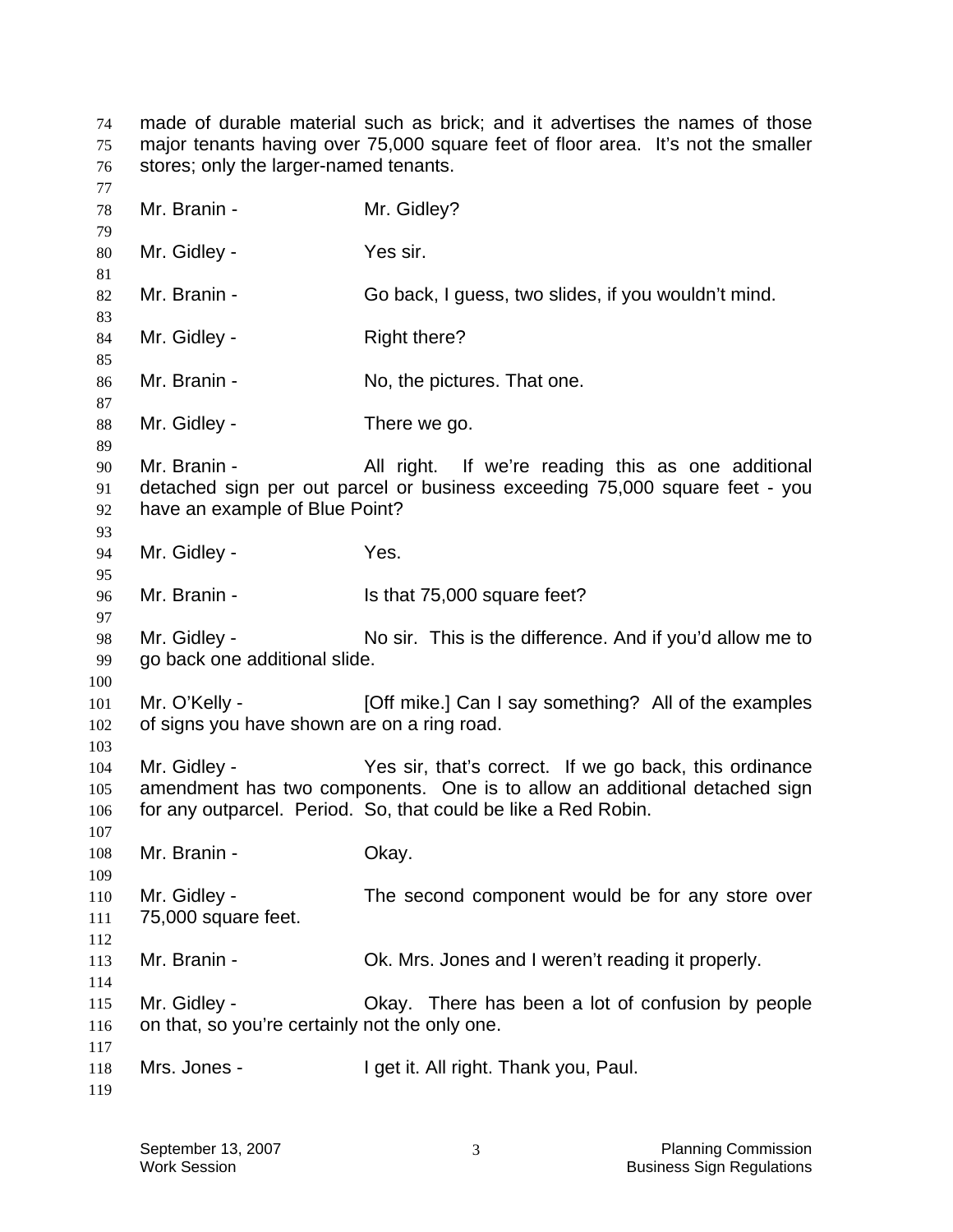made of durable material such as brick; and it advertises the names of those major tenants having over 75,000 square feet of floor area. It's not the smaller stores; only the larger-named tenants.

Mr. Branin - Mr. Gidley?

Mr. Gidley - Yes sir.

Mr. Branin - Go back, I guess, two slides, if you wouldn't mind.

Mr. Gidley - Right there?

Mr. Branin - No, the pictures. That one.

Mr. Gidley - There we go.

Mr. Branin - All right. If we're reading this as one additional detached sign per out parcel or business exceeding 75,000 square feet - you have an example of Blue Point?

Mr. Gidley - Yes.

Mr. Branin - Is that 75,000 square feet?

Mr. Gidley - No sir. This is the difference. And if you'd allow me to go back one additional slide.

Mr. O'Kelly - [Off mike.] Can I say something? All of the examples of signs you have shown are on a ring road.

Mr. Gidley - Yes sir, that's correct. If we go back, this ordinance amendment has two components. One is to allow an additional detached sign for any outparcel. Period. So, that could be like a Red Robin.

Mr. Branin - Okay.

Mr. Gidley - The second component would be for any store over 75,000 square feet.

Mr. Branin - Ok. Mrs. Jones and I weren't reading it properly.

Mr. Gidley - Okay. There has been a lot of confusion by people on that, so you're certainly not the only one.

Mrs. Jones - I get it. All right. Thank you, Paul.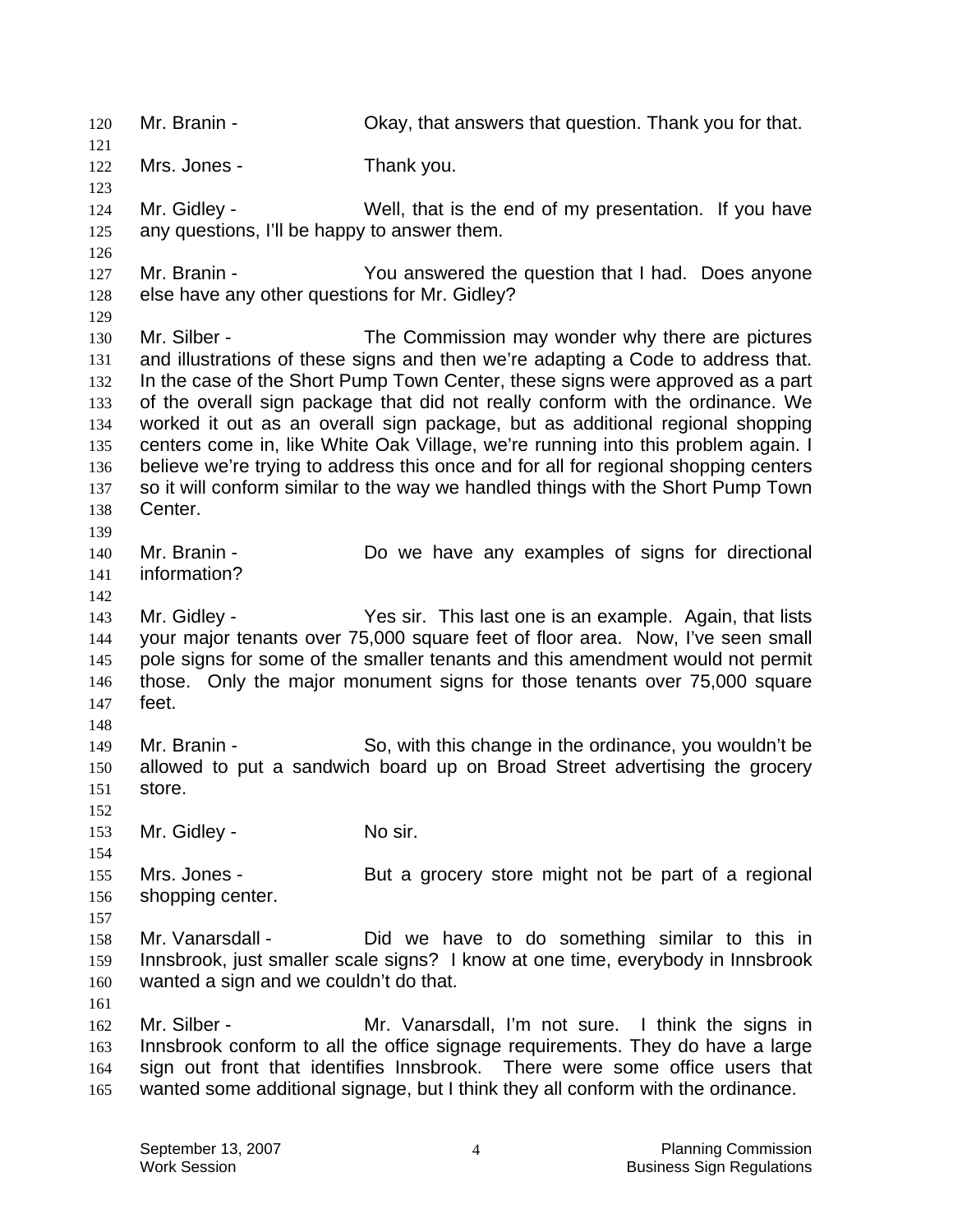Mr. Branin - Okay, that answers that question. Thank you for that.

Mrs. Jones - Thank you.

Mr. Gidley - Well, that is the end of my presentation. If you have any questions, I'll be happy to answer them.

Mr. Branin - You answered the question that I had. Does anyone else have any other questions for Mr. Gidley?

Mr. Silber - The Commission may wonder why there are pictures and illustrations of these signs and then we're adapting a Code to address that. In the case of the Short Pump Town Center, these signs were approved as a part of the overall sign package that did not really conform with the ordinance. We worked it out as an overall sign package, but as additional regional shopping centers come in, like White Oak Village, we're running into this problem again. I believe we're trying to address this once and for all for regional shopping centers so it will conform similar to the way we handled things with the Short Pump Town Center.

Mr. Branin - Do we have any examples of signs for directional information?

Mr. Gidley - Yes sir. This last one is an example. Again, that lists your major tenants over 75,000 square feet of floor area. Now, I've seen small pole signs for some of the smaller tenants and this amendment would not permit those. Only the major monument signs for those tenants over 75,000 square feet.

Mr. Branin - So, with this change in the ordinance, you wouldn't be allowed to put a sandwich board up on Broad Street advertising the grocery store.

Mr. Gidley - No sir.

Mrs. Jones - But a grocery store might not be part of a regional shopping center.

Mr. Vanarsdall - Did we have to do something similar to this in Innsbrook, just smaller scale signs? I know at one time, everybody in Innsbrook wanted a sign and we couldn't do that.

Mr. Silber - Mr. Vanarsdall, I'm not sure. I think the signs in Innsbrook conform to all the office signage requirements. They do have a large sign out front that identifies Innsbrook. There were some office users that wanted some additional signage, but I think they all conform with the ordinance.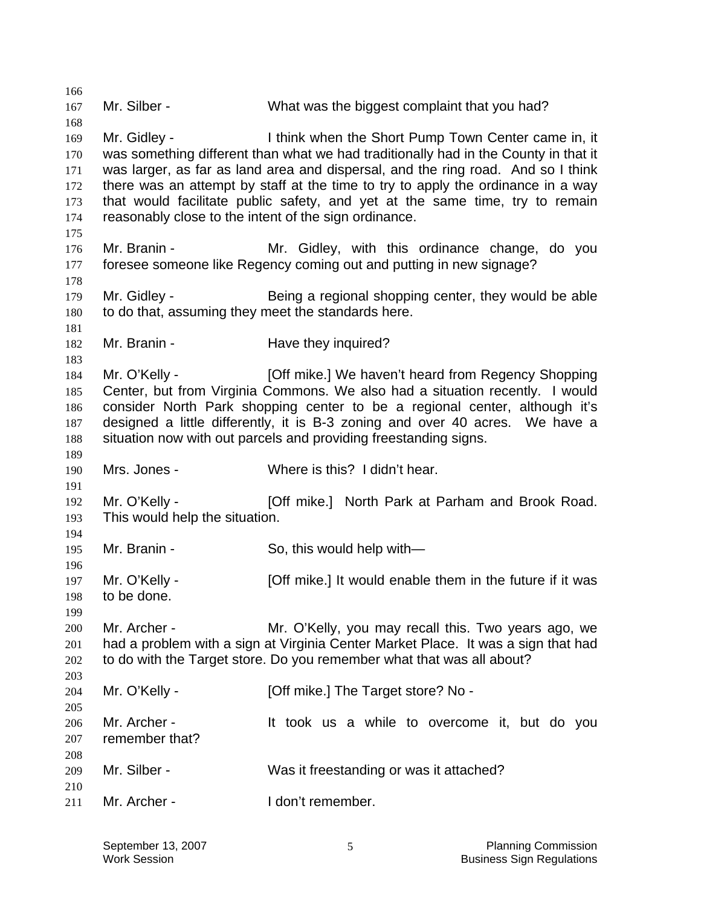Mr. Silber - What was the biggest complaint that you had?

Mr. Gidley - I think when the Short Pump Town Center came in, it was something different than what we had traditionally had in the County in that it was larger, as far as land area and dispersal, and the ring road. And so I think there was an attempt by staff at the time to try to apply the ordinance in a way that would facilitate public safety, and yet at the same time, try to remain reasonably close to the intent of the sign ordinance.

Mr. Branin - Mr. Gidley, with this ordinance change, do you foresee someone like Regency coming out and putting in new signage?

Mr. Gidley - Being a regional shopping center, they would be able to do that, assuming they meet the standards here.

Mr. Branin - Have they inquired?

Mr. O'Kelly - [Off mike.] We haven't heard from Regency Shopping Center, but from Virginia Commons. We also had a situation recently. I would consider North Park shopping center to be a regional center, although it's designed a little differently, it is B-3 zoning and over 40 acres. We have a situation now with out parcels and providing freestanding signs.

Mrs. Jones - Where is this? I didn't hear.

Mr. O'Kelly - [Off mike.] North Park at Parham and Brook Road. This would help the situation.

Mr. Branin - So, this would help with—

Mr. O'Kelly - [Off mike.] It would enable them in the future if it was to be done.

Mr. Archer - Mr. O'Kelly, you may recall this. Two years ago, we had a problem with a sign at Virginia Center Market Place. It was a sign that had to do with the Target store. Do you remember what that was all about?

Mr. O'Kelly - [Off mike.] The Target store? No -

Mr. Archer - It took us a while to overcome it, but do you remember that?

Mr. Silber - Was it freestanding or was it attached?

Mr. Archer - I don't remember.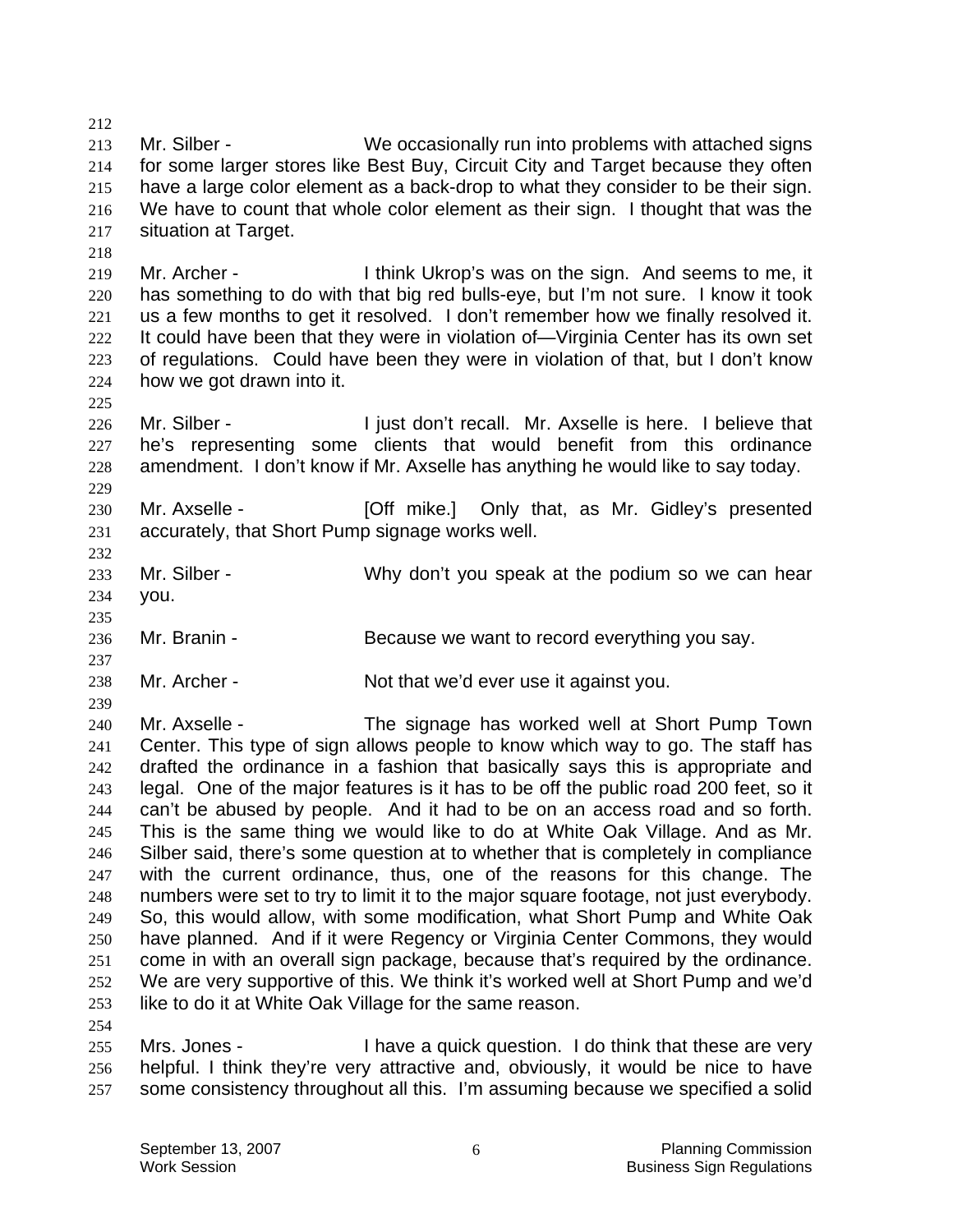Mr. Silber - We occasionally run into problems with attached signs for some larger stores like Best Buy, Circuit City and Target because they often have a large color element as a back-drop to what they consider to be their sign. We have to count that whole color element as their sign. I thought that was the situation at Target.

Mr. Archer - I think Ukrop's was on the sign. And seems to me, it has something to do with that big red bulls-eye, but I'm not sure. I know it took us a few months to get it resolved. I don't remember how we finally resolved it. It could have been that they were in violation of—Virginia Center has its own set of regulations. Could have been they were in violation of that, but I don't know how we got drawn into it.

Mr. Silber - I just don't recall. Mr. Axselle is here. I believe that he's representing some clients that would benefit from this ordinance amendment. I don't know if Mr. Axselle has anything he would like to say today.

Mr. Axselle - [Off mike.] Only that, as Mr. Gidley's presented accurately, that Short Pump signage works well.

Mr. Silber - Why don't you speak at the podium so we can hear you.

Mr. Branin - Because we want to record everything you say.

Mr. Archer - Not that we'd ever use it against you.

Mr. Axselle - The signage has worked well at Short Pump Town Center. This type of sign allows people to know which way to go. The staff has drafted the ordinance in a fashion that basically says this is appropriate and legal. One of the major features is it has to be off the public road 200 feet, so it can't be abused by people. And it had to be on an access road and so forth. This is the same thing we would like to do at White Oak Village. And as Mr. Silber said, there's some question at to whether that is completely in compliance with the current ordinance, thus, one of the reasons for this change. The numbers were set to try to limit it to the major square footage, not just everybody. So, this would allow, with some modification, what Short Pump and White Oak have planned. And if it were Regency or Virginia Center Commons, they would come in with an overall sign package, because that's required by the ordinance. We are very supportive of this. We think it's worked well at Short Pump and we'd like to do it at White Oak Village for the same reason.

Mrs. Jones - I have a quick question. I do think that these are very helpful. I think they're very attractive and, obviously, it would be nice to have some consistency throughout all this. I'm assuming because we specified a solid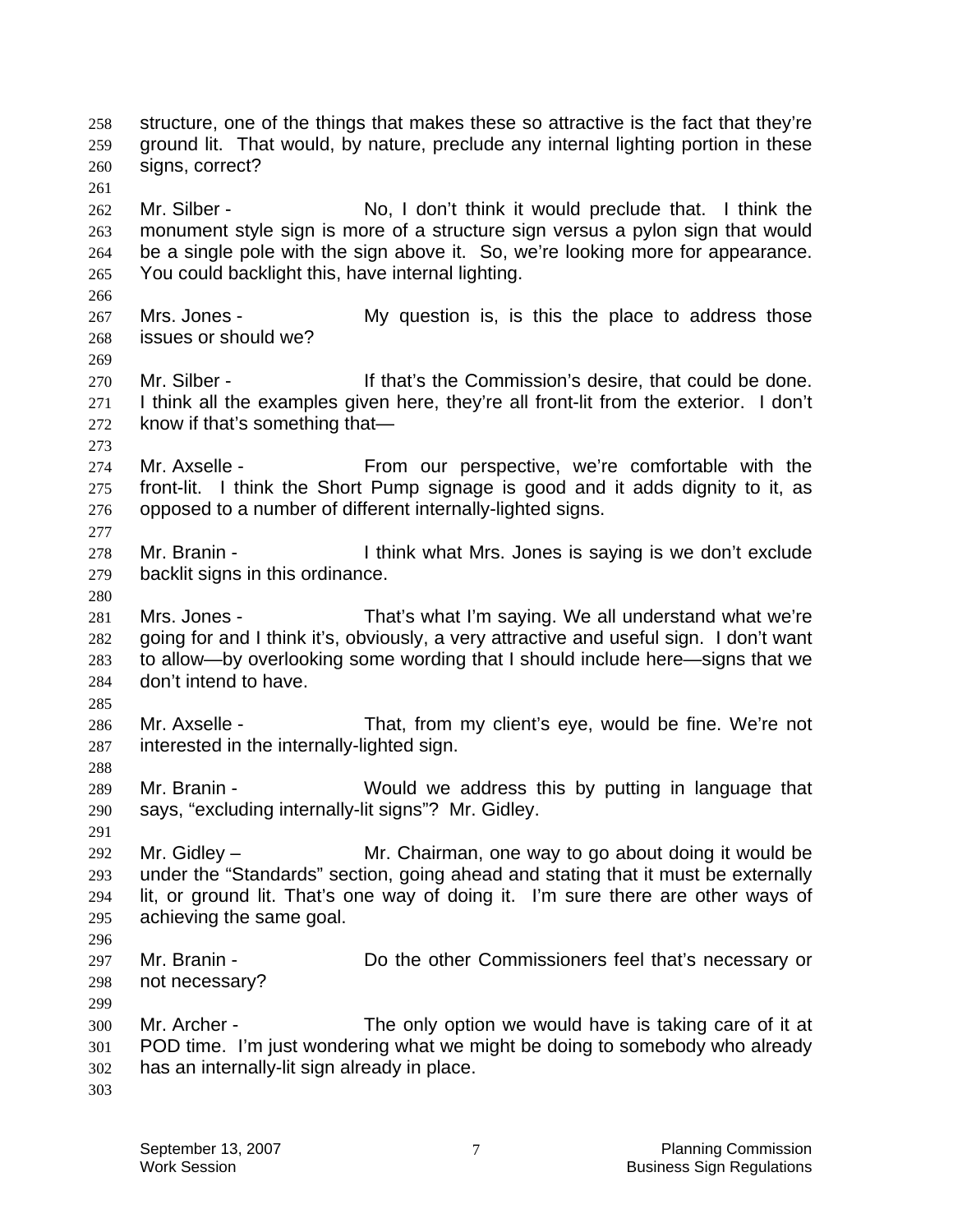structure, one of the things that makes these so attractive is the fact that they're ground lit. That would, by nature, preclude any internal lighting portion in these signs, correct?

Mr. Silber - No, I don't think it would preclude that. I think the monument style sign is more of a structure sign versus a pylon sign that would be a single pole with the sign above it. So, we're looking more for appearance. You could backlight this, have internal lighting.

Mrs. Jones - My question is, is this the place to address those issues or should we?

Mr. Silber - If that's the Commission's desire, that could be done. I think all the examples given here, they're all front-lit from the exterior. I don't know if that's something that—

Mr. Axselle - From our perspective, we're comfortable with the front-lit. I think the Short Pump signage is good and it adds dignity to it, as opposed to a number of different internally-lighted signs.

Mr. Branin - I think what Mrs. Jones is saying is we don't exclude backlit signs in this ordinance.

Mrs. Jones - That's what I'm saying. We all understand what we're going for and I think it's, obviously, a very attractive and useful sign. I don't want to allow—by overlooking some wording that I should include here—signs that we don't intend to have.

Mr. Axselle - That, from my client's eye, would be fine. We're not interested in the internally-lighted sign.

Mr. Branin - Would we address this by putting in language that says, "excluding internally-lit signs"? Mr. Gidley.

Mr. Gidley – Mr. Chairman, one way to go about doing it would be under the "Standards" section, going ahead and stating that it must be externally lit, or ground lit. That's one way of doing it. I'm sure there are other ways of achieving the same goal.

Mr. Branin - Do the other Commissioners feel that's necessary or not necessary?

Mr. Archer - The only option we would have is taking care of it at POD time. I'm just wondering what we might be doing to somebody who already has an internally-lit sign already in place.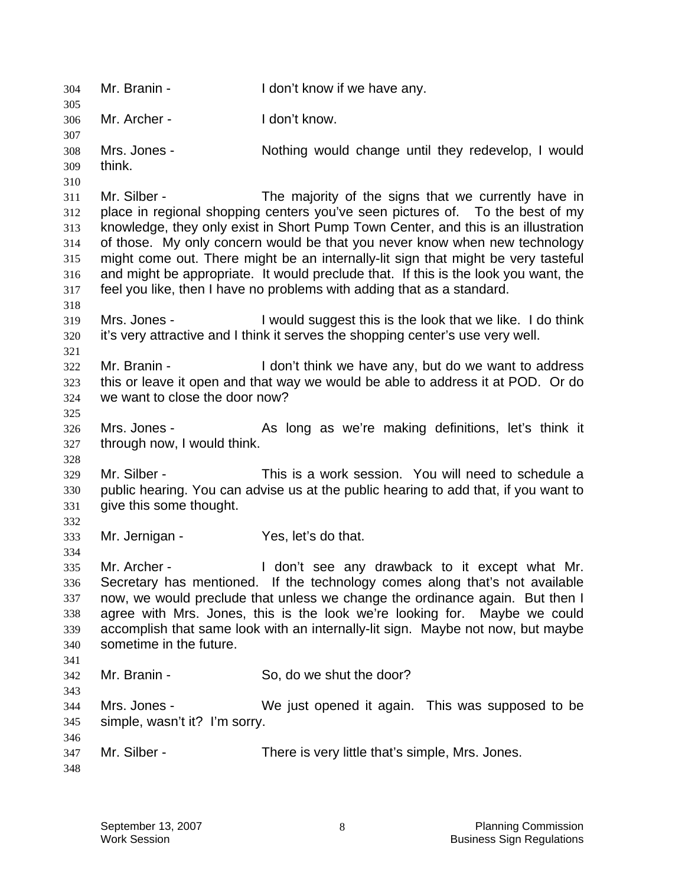Mr. Branin - I don't know if we have any.

Mr. Archer - I don't know.

Mrs. Jones - Nothing would change until they redevelop, I would think.

Mr. Silber - The majority of the signs that we currently have in place in regional shopping centers you've seen pictures of. To the best of my knowledge, they only exist in Short Pump Town Center, and this is an illustration of those. My only concern would be that you never know when new technology might come out. There might be an internally-lit sign that might be very tasteful and might be appropriate. It would preclude that. If this is the look you want, the feel you like, then I have no problems with adding that as a standard.

Mrs. Jones - I would suggest this is the look that we like. I do think it's very attractive and I think it serves the shopping center's use very well.

Mr. Branin - I don't think we have any, but do we want to address this or leave it open and that way we would be able to address it at POD. Or do we want to close the door now?

Mrs. Jones - As long as we're making definitions, let's think it through now, I would think.

Mr. Silber - This is a work session. You will need to schedule a public hearing. You can advise us at the public hearing to add that, if you want to give this some thought.

Mr. Jernigan - Yes, let's do that.

Mr. Archer - I don't see any drawback to it except what Mr. Secretary has mentioned. If the technology comes along that's not available now, we would preclude that unless we change the ordinance again. But then I agree with Mrs. Jones, this is the look we're looking for. Maybe we could accomplish that same look with an internally-lit sign. Maybe not now, but maybe sometime in the future.

Mr. Branin - So, do we shut the door?

Mrs. Jones - We just opened it again. This was supposed to be simple, wasn't it? I'm sorry.

Mr. Silber - There is very little that's simple, Mrs. Jones.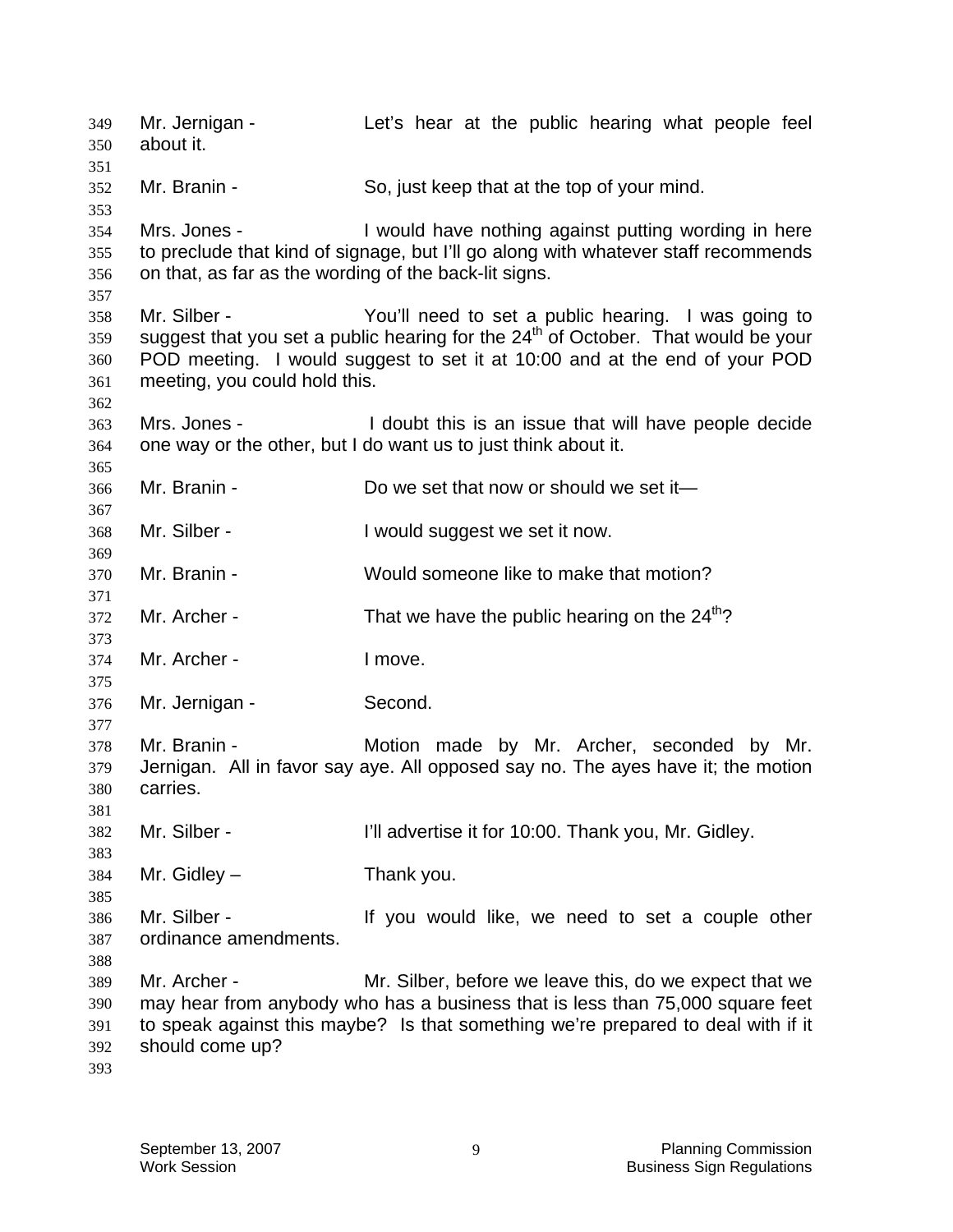Mr. Jernigan - Let's hear at the public hearing what people feel about it.

Mr. Branin - So, just keep that at the top of your mind.

Mrs. Jones - I would have nothing against putting wording in here to preclude that kind of signage, but I'll go along with whatever staff recommends on that, as far as the wording of the back-lit signs.

Mr. Silber - You'll need to set a public hearing. I was going to suggest that you set a public hearing for the 24th of October. That would be your POD meeting. I would suggest to set it at 10:00 and at the end of your POD meeting, you could hold this.

Mrs. Jones - I doubt this is an issue that will have people decide one way or the other, but I do want us to just think about it.

Mr. Branin - Do we set that now or should we set it—

Mr. Silber - I would suggest we set it now.

Mr. Branin - Would someone like to make that motion?

Mr. Archer - That we have the public hearing on the 24th?

Mr. Archer - I move.

Mr. Jernigan - Second.

Mr. Branin - Motion made by Mr. Archer, seconded by Mr. Jernigan. All in favor say aye. All opposed say no. The ayes have it; the motion carries.

Mr. Silber - I'll advertise it for 10:00. Thank you, Mr. Gidley.

Mr. Gidley – Thank you.

Mr. Silber - If you would like, we need to set a couple other ordinance amendments.

Mr. Archer - Mr. Silber, before we leave this, do we expect that we may hear from anybody who has a business that is less than 75,000 square feet to speak against this maybe? Is that something we're prepared to deal with if it should come up?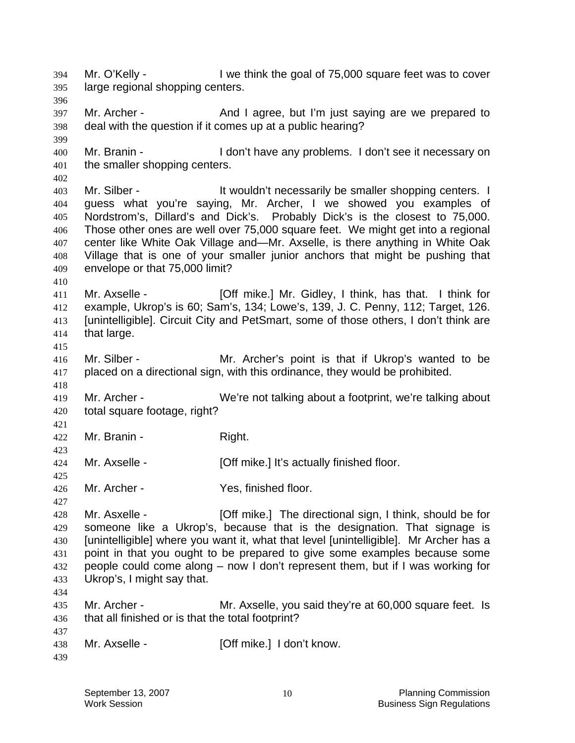Mr. O'Kelly - I we think the goal of 75,000 square feet was to cover large regional shopping centers.

Mr. Archer - And I agree, but I'm just saying are we prepared to deal with the question if it comes up at a public hearing?

Mr. Branin - I don't have any problems. I don't see it necessary on the smaller shopping centers.

Mr. Silber - It wouldn't necessarily be smaller shopping centers. I guess what you're saying, Mr. Archer, I we showed you examples of Nordstrom's, Dillard's and Dick's. Probably Dick's is the closest to 75,000. Those other ones are well over 75,000 square feet. We might get into a regional center like White Oak Village and—Mr. Axselle, is there anything in White Oak Village that is one of your smaller junior anchors that might be pushing that envelope or that 75,000 limit?

Mr. Axselle - [Off mike.] Mr. Gidley, I think, has that. I think for example, Ukrop's is 60; Sam's, 134; Lowe's, 139, J. C. Penny, 112; Target, 126. [unintelligible]. Circuit City and PetSmart, some of those others, I don't think are that large.

Mr. Silber - Mr. Archer's point is that if Ukrop's wanted to be placed on a directional sign, with this ordinance, they would be prohibited.

Mr. Archer - We're not talking about a footprint, we're talking about total square footage, right?

Mr. Branin - Right.

Mr. Axselle - [Off mike.] It's actually finished floor.

Mr. Archer - Yes, finished floor.

Mr. Asxelle - [Off mike.] The directional sign, I think, should be for someone like a Ukrop's, because that is the designation. That signage is [unintelligible] where you want it, what that level [unintelligible]. Mr Archer has a point in that you ought to be prepared to give some examples because some people could come along – now I don't represent them, but if I was working for Ukrop's, I might say that.

Mr. Archer - Mr. Axselle, you said they're at 60,000 square feet. Is that all finished or is that the total footprint?

Mr. Axselle - [Off mike.] I don't know.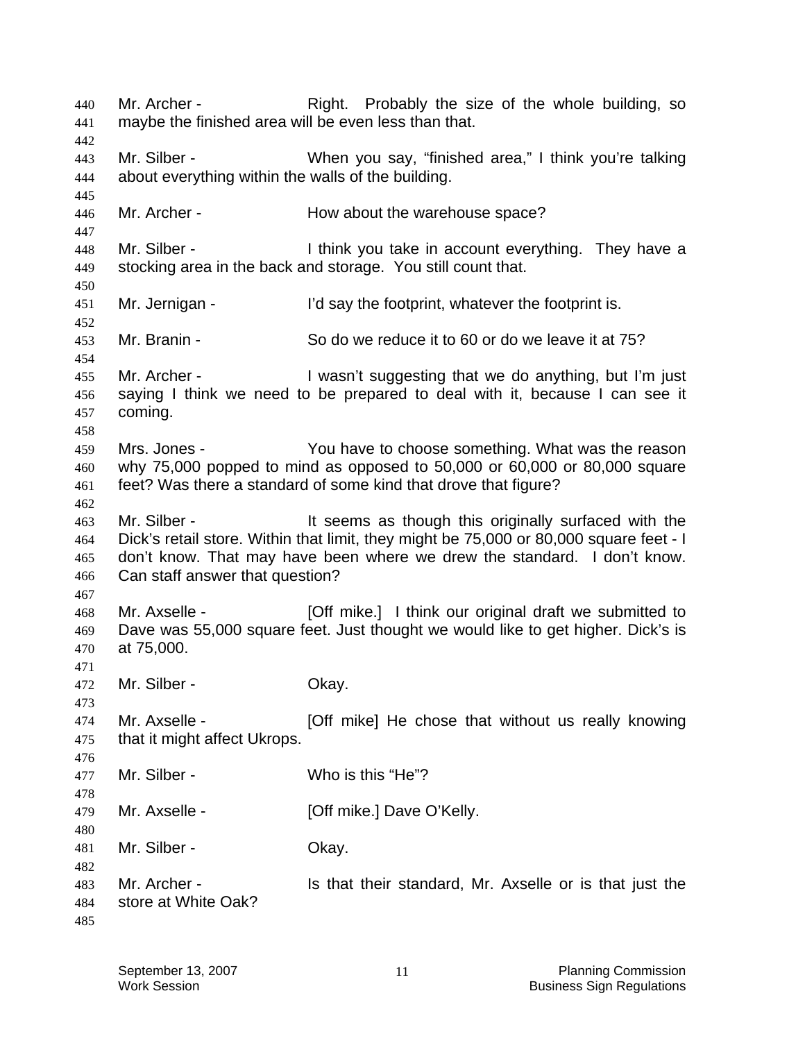Mr. Archer - Right. Probably the size of the whole building, so maybe the finished area will be even less than that.

Mr. Silber - When you say, "finished area," I think you're talking about everything within the walls of the building.

Mr. Archer - How about the warehouse space?

Mr. Silber - I think you take in account everything. They have a stocking area in the back and storage. You still count that.

Mr. Jernigan - I'd say the footprint, whatever the footprint is.

Mr. Branin - So do we reduce it to 60 or do we leave it at 75?

Mr. Archer - I wasn't suggesting that we do anything, but I'm just saying I think we need to be prepared to deal with it, because I can see it coming.

Mrs. Jones - You have to choose something. What was the reason why 75,000 popped to mind as opposed to 50,000 or 60,000 or 80,000 square feet? Was there a standard of some kind that drove that figure?

Mr. Silber - It seems as though this originally surfaced with the Dick's retail store. Within that limit, they might be 75,000 or 80,000 square feet - I don't know. That may have been where we drew the standard. I don't know. Can staff answer that question?

Mr. Axselle - [Off mike.] I think our original draft we submitted to Dave was 55,000 square feet. Just thought we would like to get higher. Dick's is at 75,000.

Mr. Silber - Okay.

Mr. Axselle - [Off mike] He chose that without us really knowing that it might affect Ukrops.

Mr. Silber - Who is this "He"?

Mr. Axselle - [Off mike.] Dave O'Kelly.

Mr. Silber - Okay.

Mr. Archer - Is that their standard, Mr. Axselle or is that just the store at White Oak?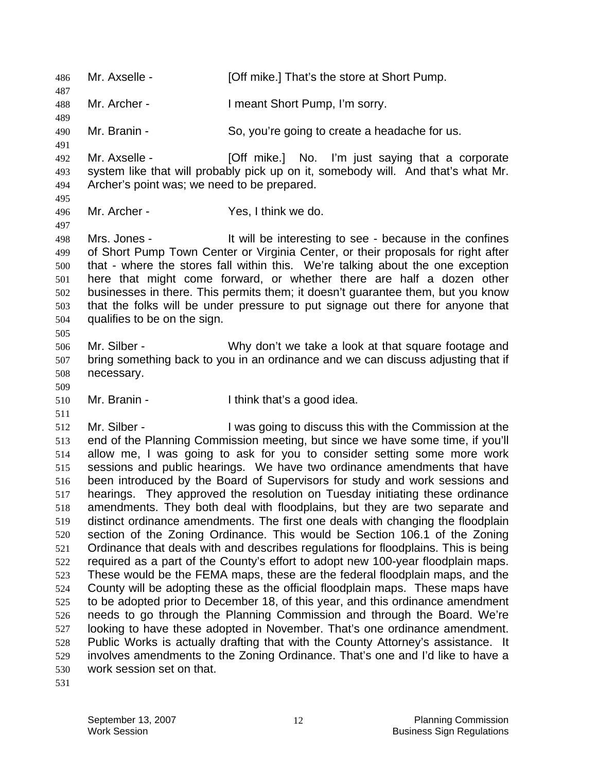Mr. Axselle - [Off mike.] That's the store at Short Pump.

Mr. Archer - I meant Short Pump, I'm sorry.

Mr. Branin - So, you're going to create a headache for us.

Mr. Axselle - [Off mike.] No. I'm just saying that a corporate system like that will probably pick up on it, somebody will. And that's what Mr. Archer's point was; we need to be prepared.

Mr. Archer - Yes, I think we do.

Mrs. Jones - It will be interesting to see - because in the confines of Short Pump Town Center or Virginia Center, or their proposals for right after that - where the stores fall within this. We're talking about the one exception here that might come forward, or whether there are half a dozen other businesses in there. This permits them; it doesn't guarantee them, but you know that the folks will be under pressure to put signage out there for anyone that qualifies to be on the sign.

Mr. Silber - Why don't we take a look at that square footage and bring something back to you in an ordinance and we can discuss adjusting that if necessary.

Mr. Branin - I think that's a good idea.

Mr. Silber - I was going to discuss this with the Commission at the end of the Planning Commission meeting, but since we have some time, if you'll allow me, I was going to ask for you to consider setting some more work sessions and public hearings. We have two ordinance amendments that have been introduced by the Board of Supervisors for study and work sessions and hearings. They approved the resolution on Tuesday initiating these ordinance amendments. They both deal with floodplains, but they are two separate and distinct ordinance amendments. The first one deals with changing the floodplain section of the Zoning Ordinance. This would be Section 106.1 of the Zoning Ordinance that deals with and describes regulations for floodplains. This is being required as a part of the County's effort to adopt new 100-year floodplain maps. These would be the FEMA maps, these are the federal floodplain maps, and the County will be adopting these as the official floodplain maps. These maps have to be adopted prior to December 18, of this year, and this ordinance amendment needs to go through the Planning Commission and through the Board. We're looking to have these adopted in November. That's one ordinance amendment. Public Works is actually drafting that with the County Attorney's assistance. It involves amendments to the Zoning Ordinance. That's one and I'd like to have a work session set on that.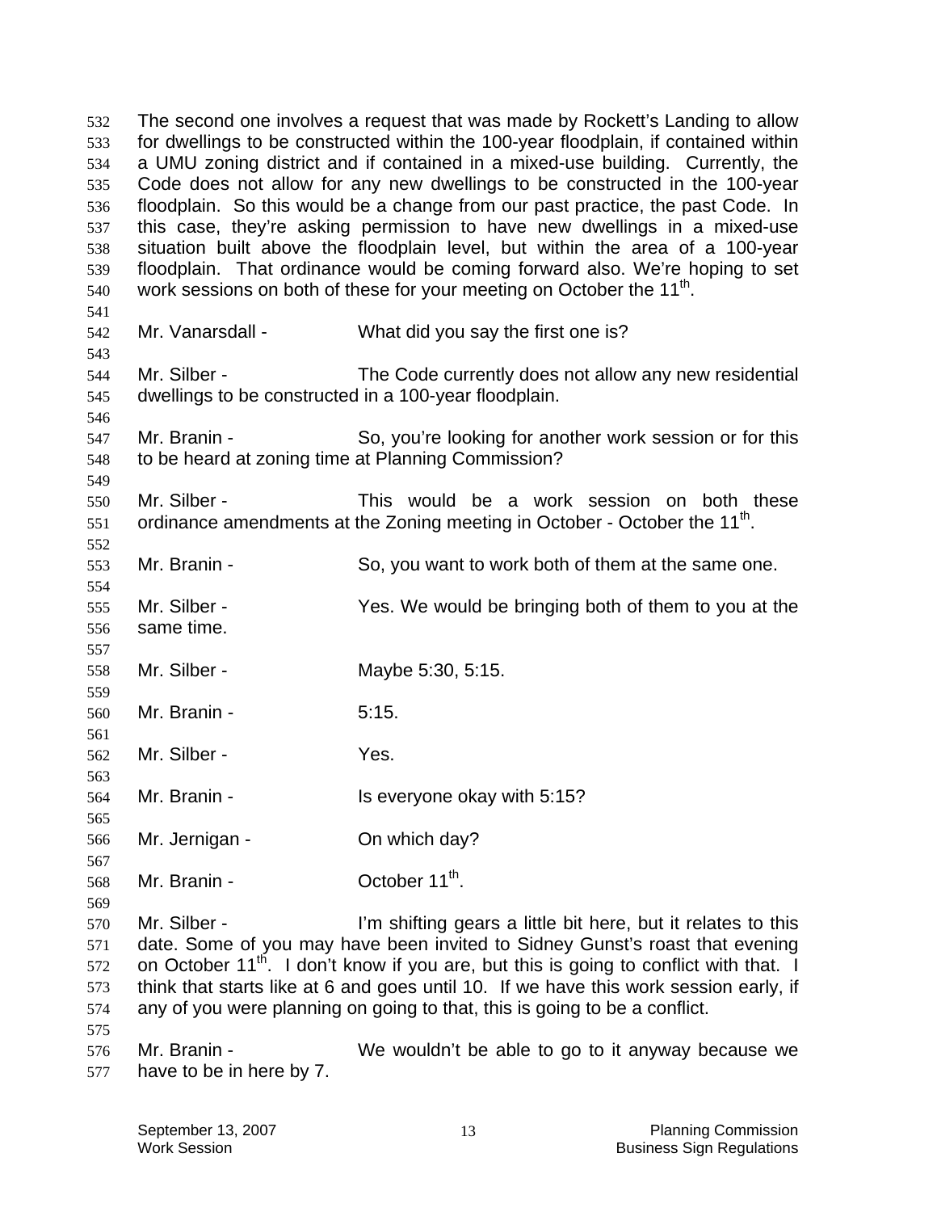The second one involves a request that was made by Rockett's Landing to allow for dwellings to be constructed within the 100-year floodplain, if contained within a UMU zoning district and if contained in a mixed-use building. Currently, the Code does not allow for any new dwellings to be constructed in the 100-year floodplain. So this would be a change from our past practice, the past Code. In this case, they're asking permission to have new dwellings in a mixed-use situation built above the floodplain level, but within the area of a 100-year floodplain. That ordinance would be coming forward also. We're hoping to set work sessions on both of these for your meeting on October the 11th.

Mr. Vanarsdall - What did you say the first one is?

Mr. Silber - The Code currently does not allow any new residential dwellings to be constructed in a 100-year floodplain.

Mr. Branin - So, you're looking for another work session or for this to be heard at zoning time at Planning Commission?

Mr. Silber - This would be a work session on both these ordinance amendments at the Zoning meeting in October - October the 11th.

Mr. Branin - So, you want to work both of them at the same one.

Mr. Silber - Yes. We would be bringing both of them to you at the same time.

Mr. Silber - Maybe 5:30, 5:15.

Mr. Branin - 5:15.

Mr. Silber - Yes.

Mr. Branin - Is everyone okay with 5:15?

Mr. Jernigan - On which day?

Mr. Branin - October 11th.

Mr. Silber - I'm shifting gears a little bit here, but it relates to this date. Some of you may have been invited to Sidney Gunst's roast that evening on October 11th. I don't know if you are, but this is going to conflict with that. I think that starts like at 6 and goes until 10. If we have this work session early, if any of you were planning on going to that, this is going to be a conflict.

Mr. Branin - We wouldn't be able to go to it anyway because we have to be in here by 7.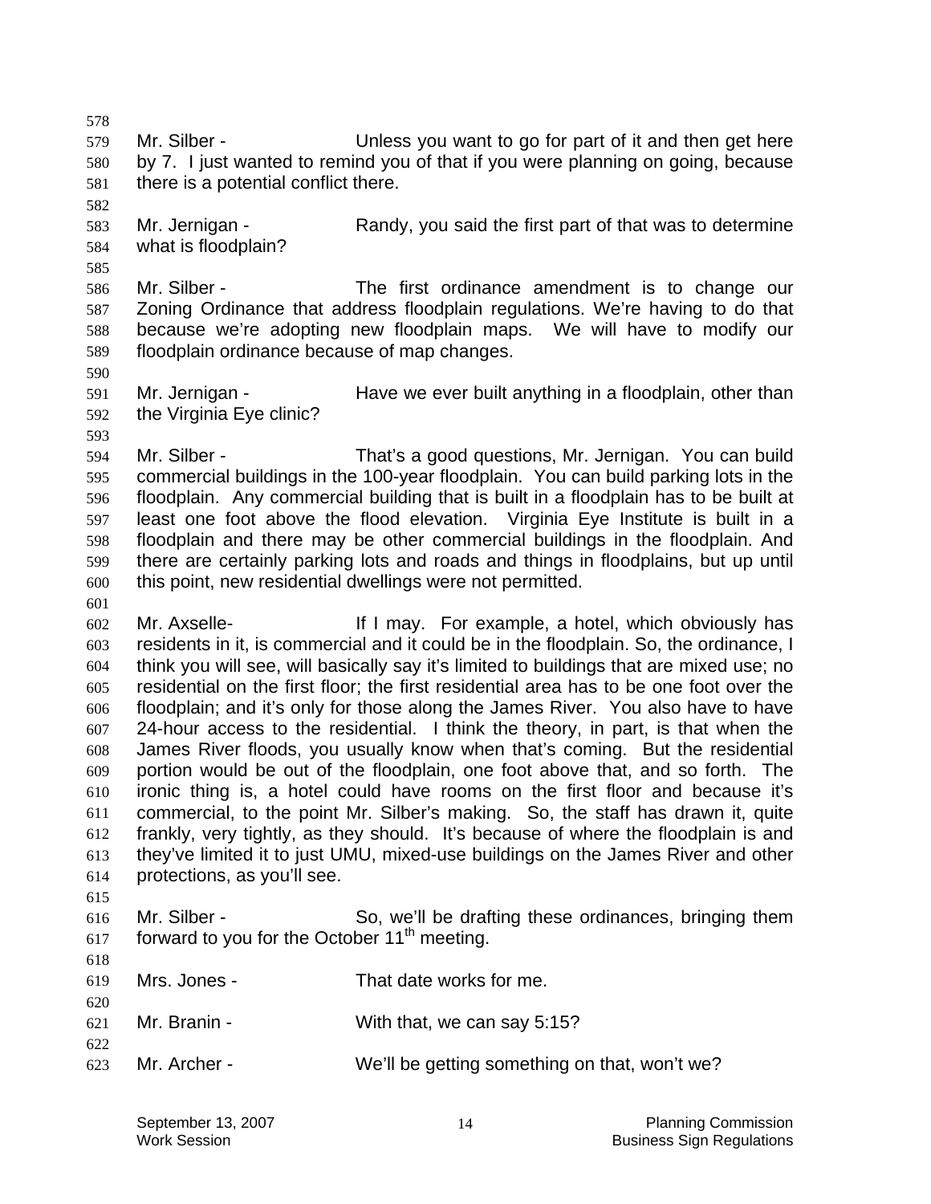Mr. Silber - Unless you want to go for part of it and then get here by 7. I just wanted to remind you of that if you were planning on going, because there is a potential conflict there.

Mr. Jernigan - Randy, you said the first part of that was to determine what is floodplain?

Mr. Silber - The first ordinance amendment is to change our Zoning Ordinance that address floodplain regulations. We're having to do that because we're adopting new floodplain maps. We will have to modify our floodplain ordinance because of map changes.

Mr. Jernigan - Have we ever built anything in a floodplain, other than the Virginia Eye clinic?

Mr. Silber - That's a good questions, Mr. Jernigan. You can build commercial buildings in the 100-year floodplain. You can build parking lots in the floodplain. Any commercial building that is built in a floodplain has to be built at least one foot above the flood elevation. Virginia Eye Institute is built in a floodplain and there may be other commercial buildings in the floodplain. And there are certainly parking lots and roads and things in floodplains, but up until this point, new residential dwellings were not permitted.

Mr. Axselle- If I may. For example, a hotel, which obviously has residents in it, is commercial and it could be in the floodplain. So, the ordinance, I think you will see, will basically say it's limited to buildings that are mixed use; no residential on the first floor; the first residential area has to be one foot over the floodplain; and it's only for those along the James River. You also have to have 24-hour access to the residential. I think the theory, in part, is that when the James River floods, you usually know when that's coming. But the residential portion would be out of the floodplain, one foot above that, and so forth. The ironic thing is, a hotel could have rooms on the first floor and because it's commercial, to the point Mr. Silber's making. So, the staff has drawn it, quite frankly, very tightly, as they should. It's because of where the floodplain is and they've limited it to just UMU, mixed-use buildings on the James River and other protections, as you'll see.

Mr. Silber - So, we'll be drafting these ordinances, bringing them forward to you for the October 11th meeting.

Mrs. Jones - That date works for me.

Mr. Branin - With that, we can say 5:15?

Mr. Archer - We'll be getting something on that, won't we?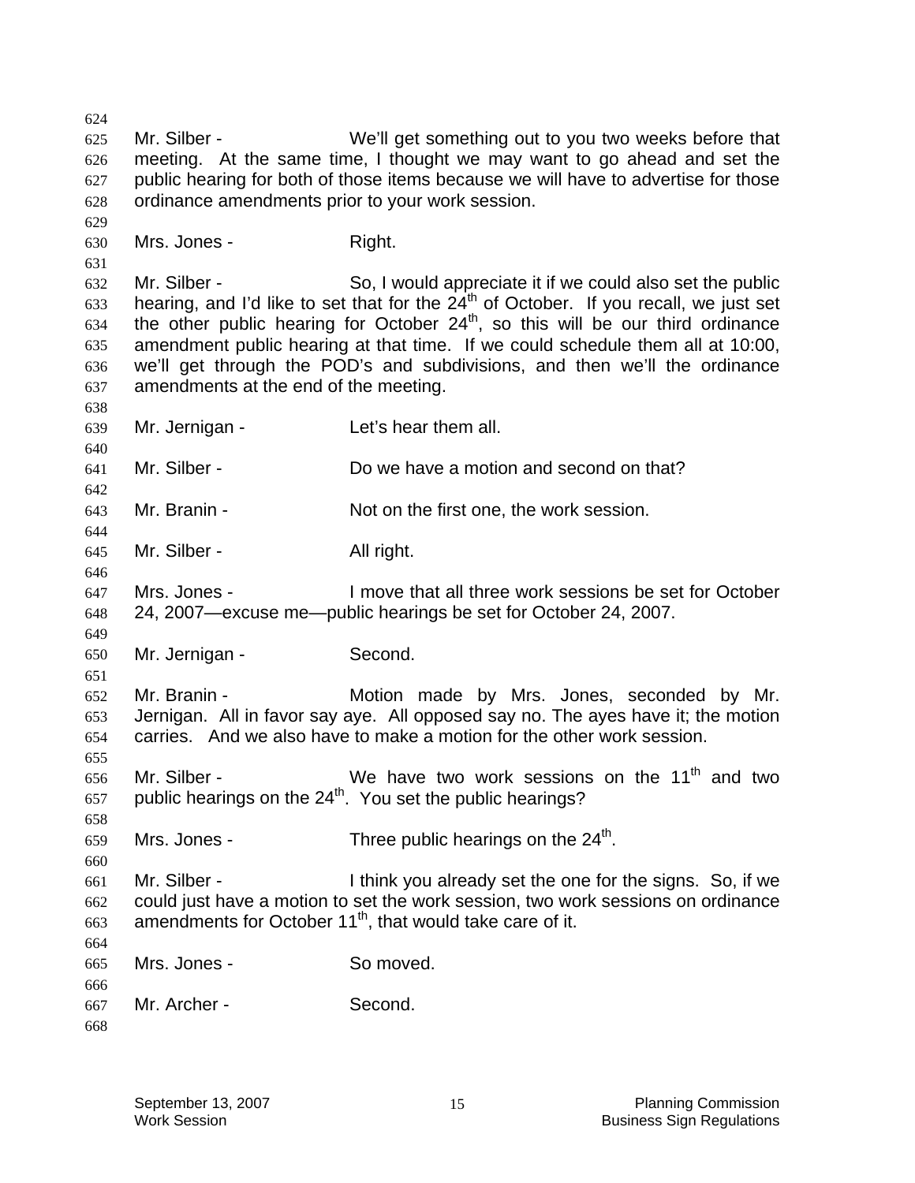Mr. Silber - We'll get something out to you two weeks before that meeting. At the same time, I thought we may want to go ahead and set the public hearing for both of those items because we will have to advertise for those ordinance amendments prior to your work session.

Mrs. Jones - Right.

Mr. Silber - So, I would appreciate it if we could also set the public hearing, and I'd like to set that for the 24th of October. If you recall, we just set the other public hearing for October 24th, so this will be our third ordinance amendment public hearing at that time. If we could schedule them all at 10:00, we'll get through the POD's and subdivisions, and then we'll the ordinance amendments at the end of the meeting.

Mr. Jernigan - Let's hear them all.

Mr. Silber - Do we have a motion and second on that?

Mr. Branin - Not on the first one, the work session.

Mr. Silber - All right.

Mrs. Jones - I move that all three work sessions be set for October 24, 2007—excuse me—public hearings be set for October 24, 2007.

Mr. Jernigan - Second.

Mr. Branin - Motion made by Mrs. Jones, seconded by Mr. Jernigan. All in favor say aye. All opposed say no. The ayes have it; the motion carries. And we also have to make a motion for the other work session.

Mr. Silber - We have two work sessions on the 11th and two public hearings on the 24th. You set the public hearings?

Mrs. Jones - Three public hearings on the 24th.

Mr. Silber - I think you already set the one for the signs. So, if we could just have a motion to set the work session, two work sessions on ordinance amendments for October 11th, that would take care of it.

Mrs. Jones - So moved.

Mr. Archer - Second.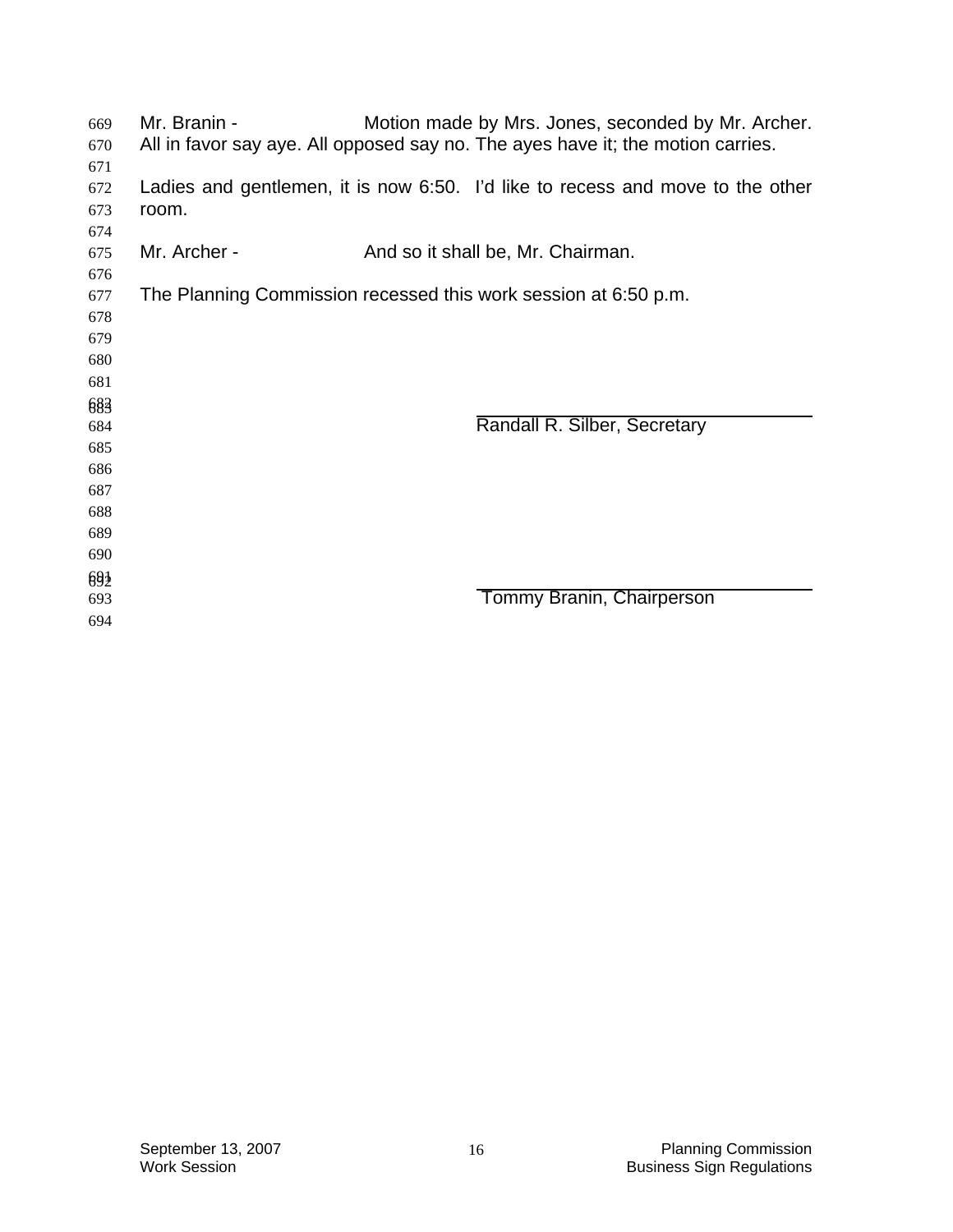Mr. Branin - Motion made by Mrs. Jones, seconded by Mr. Archer. All in favor say aye. All opposed say no. The ayes have it; the motion carries.

Ladies and gentlemen, it is now 6:50. I'd like to recess and move to the other room.

Mr. Archer - And so it shall be, Mr. Chairman.

The Planning Commission recessed this work session at 6:50 p.m.

\_\_\_\_\_\_\_\_\_\_\_\_\_\_\_\_\_\_\_\_\_\_\_\_\_\_\_\_\_\_\_\_

Randall R. Silber, Secretary

\_\_\_\_\_\_\_\_\_\_\_\_\_\_\_\_\_\_\_\_\_\_\_\_\_\_\_\_\_\_\_\_

Tommy Branin, Chairperson